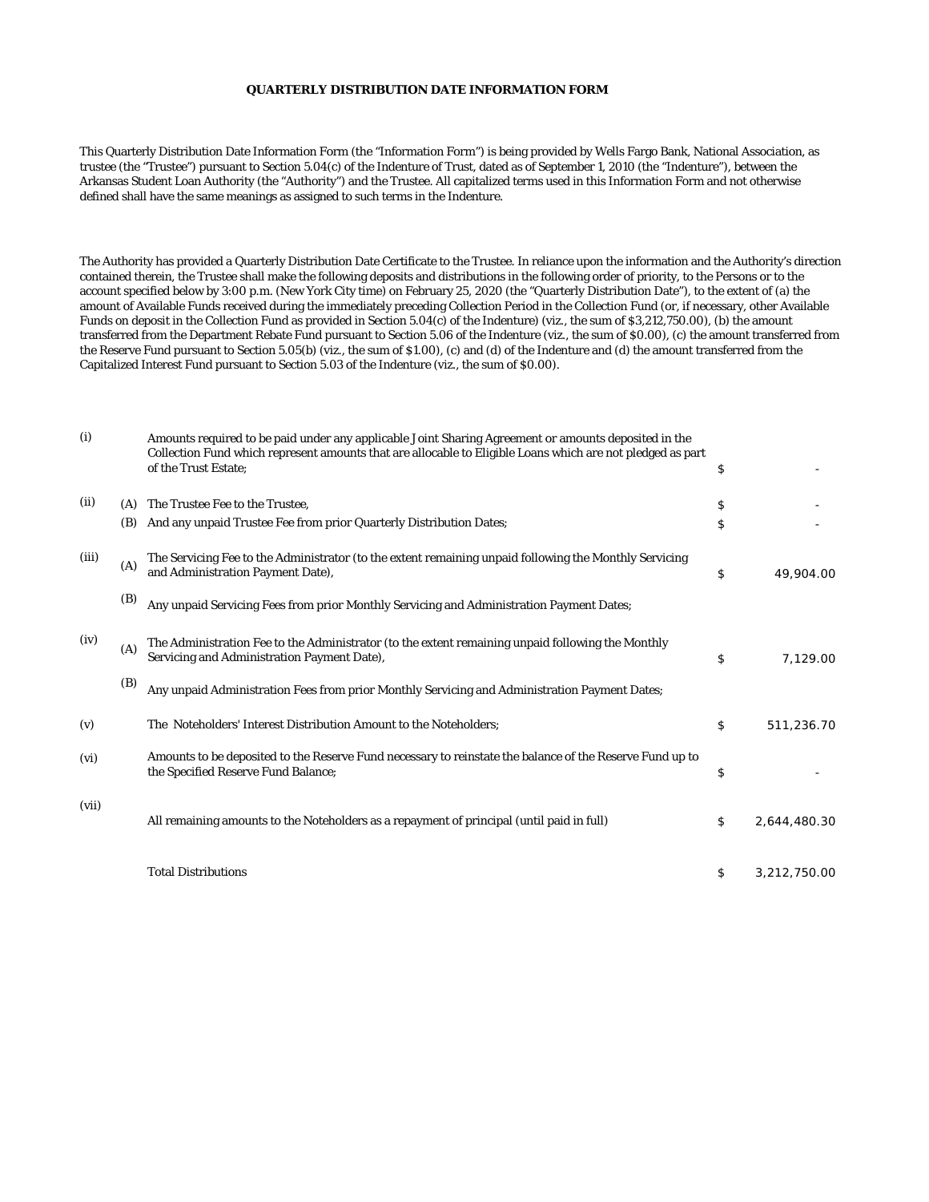**QUARTERLY DISTRIBUTION DATE INFORMATION FORM**

This Quarterly Distribution Date Information Form (the "Information Form") is being provided by Wells Fargo Bank, National Association, as trustee (the "Trustee") pursuant to Section 5.04(c) of the Indenture of Trust, dated as of September 1, 2010 (the "Indenture"), between the Arkansas Student Loan Authority (the "Authority") and the Trustee. All capitalized terms used in this Information Form and not otherwise defined shall have the same meanings as assigned to such terms in the Indenture.

The Authority has provided a Quarterly Distribution Date Certificate to the Trustee. In reliance upon the information and the Authority's direction contained therein, the Trustee shall make the following deposits and distributions in the following order of priority, to the Persons or to the account specified below by 3:00 p.m. (New York City time) on February 25, 2020 (the "Quarterly Distribution Date"), to the extent of (a) the amount of Available Funds received during the immediately preceding Collection Period in the Collection Fund (or, if necessary, other Available Funds on deposit in the Collection Fund as provided in Section 5.04(c) of the Indenture) (viz., the sum of $3,212,750.00), (b) the amount transferred from the Department Rebate Fund pursuant to Section 5.06 of the Indenture (viz., the sum of $0.00), (c) the amount transferred from the Reserve Fund pursuant to Section 5.05(b) (viz., the sum of $1.00), (c) and (d) of the Indenture and (d) the amount transferred from the Capitalized Interest Fund pursuant to Section 5.03 of the Indenture (viz., the sum of $0.00).

| | | | | |
|---|---|---|---|---|
| (i) | | Amounts required to be paid under any applicable Joint Sharing Agreement or amounts deposited in the Collection Fund which represent amounts that are allocable to Eligible Loans which are not pledged as part of the Trust Estate; | $ | - |
| (ii) | (A) | The Trustee Fee to the Trustee, | $ | - |
| | (B) | And any unpaid Trustee Fee from prior Quarterly Distribution Dates; | $ | - |
| (iii) | (A) | The Servicing Fee to the Administrator (to the extent remaining unpaid following the Monthly Servicing and Administration Payment Date), | $ | 49,904.00 |
| | (B) | Any unpaid Servicing Fees from prior Monthly Servicing and Administration Payment Dates; | | |
| (iv) | (A) | The Administration Fee to the Administrator (to the extent remaining unpaid following the Monthly Servicing and Administration Payment Date), | $ | 7,129.00 |
| | (B) | Any unpaid Administration Fees from prior Monthly Servicing and Administration Payment Dates; | | |
| (v) | | The Noteholders' Interest Distribution Amount to the Noteholders; | $ | 511,236.70 |
| (vi) | | Amounts to be deposited to the Reserve Fund necessary to reinstate the balance of the Reserve Fund up to the Specified Reserve Fund Balance; | $ | - |
| (vii) | | All remaining amounts to the Noteholders as a repayment of principal (until paid in full) | $ | 2,644,480.30 |
| | | Total Distributions | $ | 3,212,750.00 |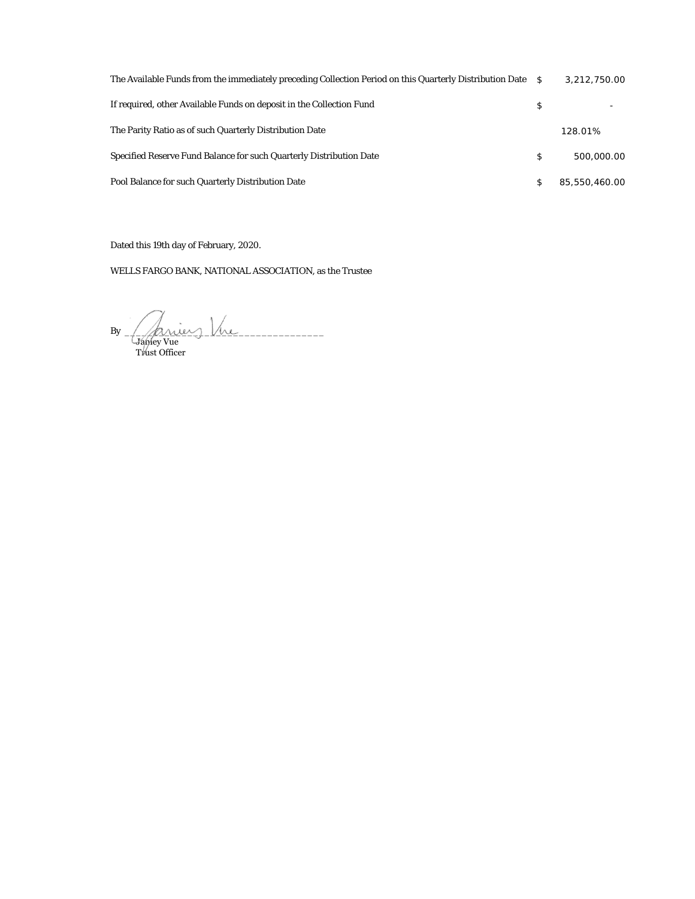| | | |
|---|---|---|
| The Available Funds from the immediately preceding Collection Period on this Quarterly Distribution Date | $ | 3,212,750.00 |
| If required, other Available Funds on deposit in the Collection Fund | $ | - |
| The Parity Ratio as of such Quarterly Distribution Date | | 128.01% |
| Specified Reserve Fund Balance for such Quarterly Distribution Date | $ | 500,000.00 |
| Pool Balance for such Quarterly Distribution Date | $ | 85,550,460.00 |

Dated this 19th day of February, 2020.

WELLS FARGO BANK, NATIONAL ASSOCIATION, as the Trustee

By ______________________________
Janiey Vue
Trust Officer